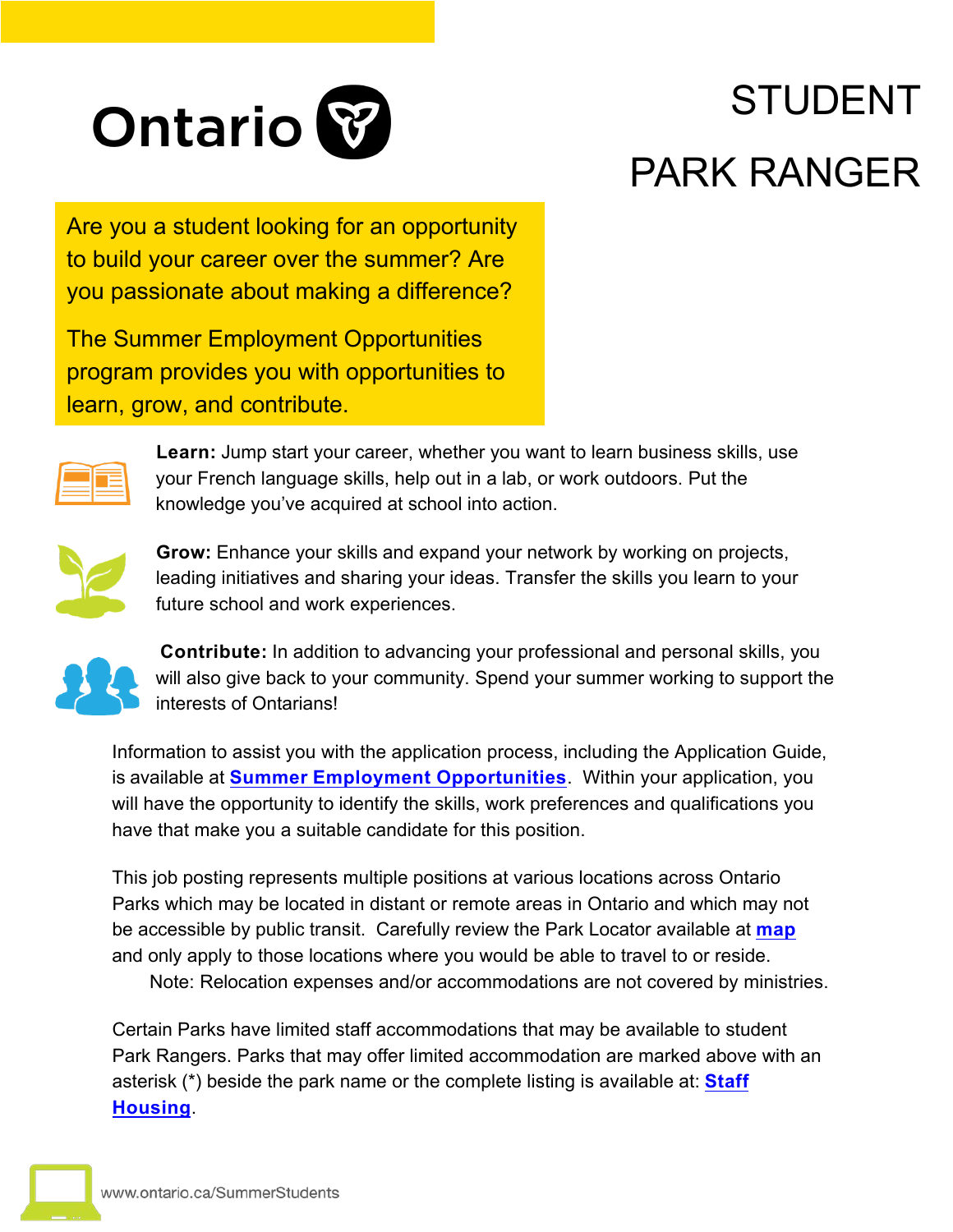Ontario

# STUDENT PARK RANGER

Are you a student looking for an opportunity to build your career over the summer? Are you passionate about making a difference?

The Summer Employment Opportunities program provides you with opportunities to learn, grow, and contribute.

**Learn:** Jump start your career, whether you want to learn business skills, use your French language skills, help out in a lab, or work outdoors. Put the knowledge you've acquired at school into action.

**Grow:** Enhance your skills and expand your network by working on projects, leading initiatives and sharing your ideas. Transfer the skills you learn to your future school and work experiences.

**Contribute:** In addition to advancing your professional and personal skills, you will also give back to your community. Spend your summer working to support the interests of Ontarians!

Information to assist you with the application process, including the Application Guide, is available at **Summer Employment Opportunities**. Within your application, you will have the opportunity to identify the skills, work preferences and qualifications you have that make you a suitable candidate for this position.

This job posting represents multiple positions at various locations across Ontario Parks which may be located in distant or remote areas in Ontario and which may not be accessible by public transit. Carefully review the Park Locator available at **map** and only apply to those locations where you would be able to travel to or reside.

Note: Relocation expenses and/or accommodations are not covered by ministries.

Certain Parks have limited staff accommodations that may be available to student Park Rangers. Parks that may offer limited accommodation are marked above with an asterisk (*) beside the park name or the complete listing is available at: **Staff Housing**.

www.ontario.ca/SummerStudents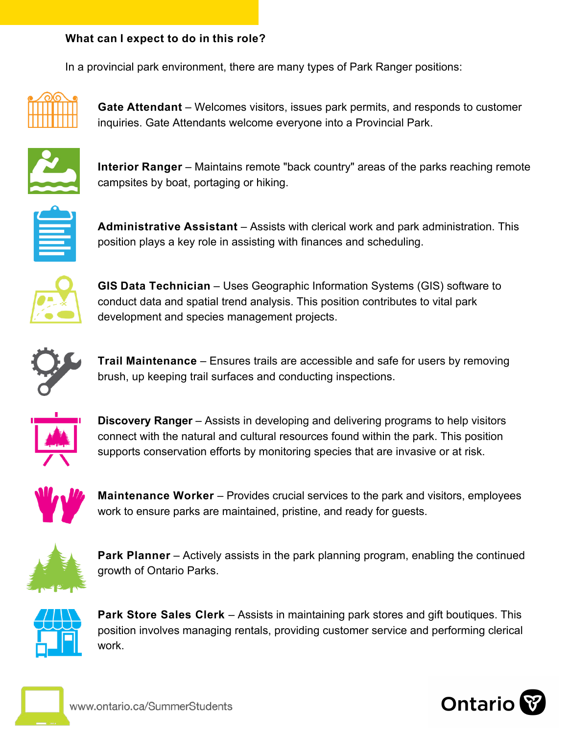**What can I expect to do in this role?**

In a provincial park environment, there are many types of Park Ranger positions:

**Gate Attendant** – Welcomes visitors, issues park permits, and responds to customer inquiries. Gate Attendants welcome everyone into a Provincial Park.

**Interior Ranger** – Maintains remote "back country" areas of the parks reaching remote campsites by boat, portaging or hiking.

**Administrative Assistant** – Assists with clerical work and park administration. This position plays a key role in assisting with finances and scheduling.

**GIS Data Technician** – Uses Geographic Information Systems (GIS) software to conduct data and spatial trend analysis. This position contributes to vital park development and species management projects.

**Trail Maintenance** – Ensures trails are accessible and safe for users by removing brush, up keeping trail surfaces and conducting inspections.

**Discovery Ranger** – Assists in developing and delivering programs to help visitors connect with the natural and cultural resources found within the park. This position supports conservation efforts by monitoring species that are invasive or at risk.

**Maintenance Worker** – Provides crucial services to the park and visitors, employees work to ensure parks are maintained, pristine, and ready for guests.

**Park Planner** – Actively assists in the park planning program, enabling the continued growth of Ontario Parks.

**Park Store Sales Clerk** – Assists in maintaining park stores and gift boutiques. This position involves managing rentals, providing customer service and performing clerical work.

www.ontario.ca/SummerStudents

Ontario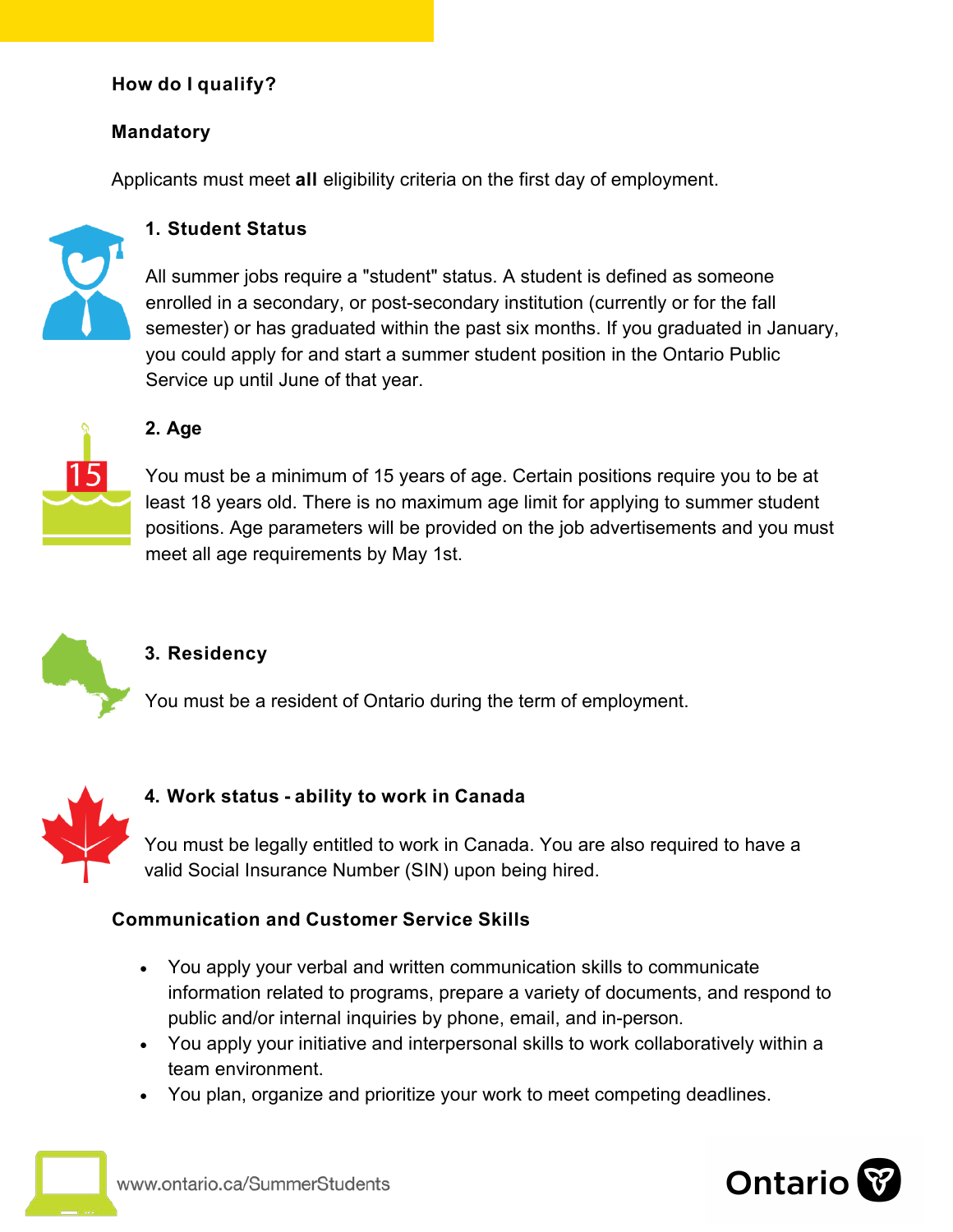## How do I qualify?

### Mandatory

Applicants must meet **all** eligibility criteria on the first day of employment.

### 1. Student Status

All summer jobs require a "student" status. A student is defined as someone enrolled in a secondary, or post-secondary institution (currently or for the fall semester) or has graduated within the past six months. If you graduated in January, you could apply for and start a summer student position in the Ontario Public Service up until June of that year.

### 2. Age

You must be a minimum of 15 years of age. Certain positions require you to be at least 18 years old. There is no maximum age limit for applying to summer student positions. Age parameters will be provided on the job advertisements and you must meet all age requirements by May 1st.

### 3. Residency

You must be a resident of Ontario during the term of employment.

### 4. Work status - ability to work in Canada

You must be legally entitled to work in Canada. You are also required to have a valid Social Insurance Number (SIN) upon being hired.

### Communication and Customer Service Skills

- You apply your verbal and written communication skills to communicate information related to programs, prepare a variety of documents, and respond to public and/or internal inquiries by phone, email, and in-person.
- You apply your initiative and interpersonal skills to work collaboratively within a team environment.
- You plan, organize and prioritize your work to meet competing deadlines.

www.ontario.ca/SummerStudents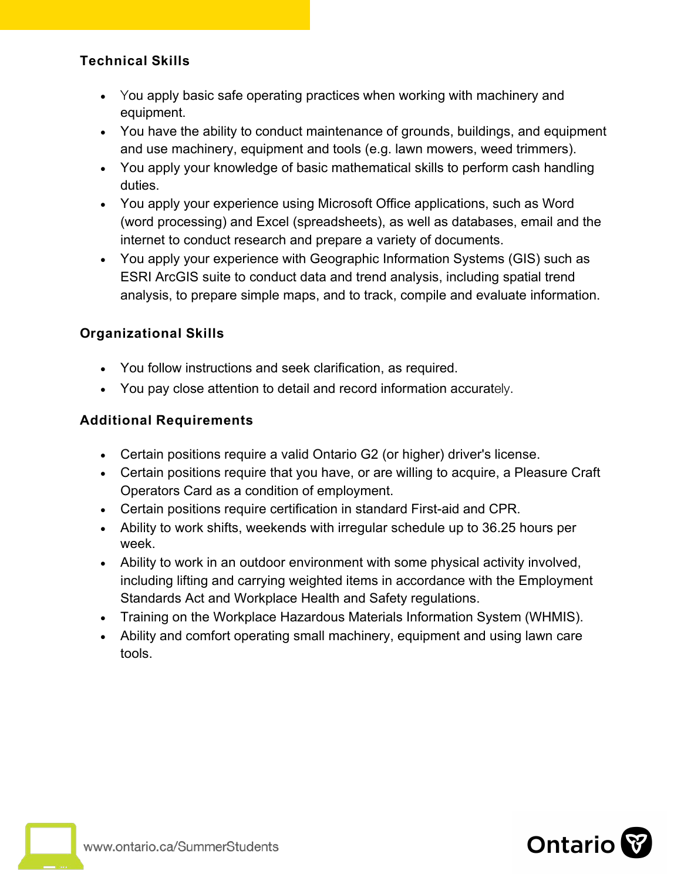### Technical Skills

- You apply basic safe operating practices when working with machinery and equipment.
- You have the ability to conduct maintenance of grounds, buildings, and equipment and use machinery, equipment and tools (e.g. lawn mowers, weed trimmers).
- You apply your knowledge of basic mathematical skills to perform cash handling duties.
- You apply your experience using Microsoft Office applications, such as Word (word processing) and Excel (spreadsheets), as well as databases, email and the internet to conduct research and prepare a variety of documents.
- You apply your experience with Geographic Information Systems (GIS) such as ESRI ArcGIS suite to conduct data and trend analysis, including spatial trend analysis, to prepare simple maps, and to track, compile and evaluate information.

### Organizational Skills

- You follow instructions and seek clarification, as required.
- You pay close attention to detail and record information accurately.

### Additional Requirements

- Certain positions require a valid Ontario G2 (or higher) driver's license.
- Certain positions require that you have, or are willing to acquire, a Pleasure Craft Operators Card as a condition of employment.
- Certain positions require certification in standard First-aid and CPR.
- Ability to work shifts, weekends with irregular schedule up to 36.25 hours per week.
- Ability to work in an outdoor environment with some physical activity involved, including lifting and carrying weighted items in accordance with the Employment Standards Act and Workplace Health and Safety regulations.
- Training on the Workplace Hazardous Materials Information System (WHMIS).
- Ability and comfort operating small machinery, equipment and using lawn care tools.